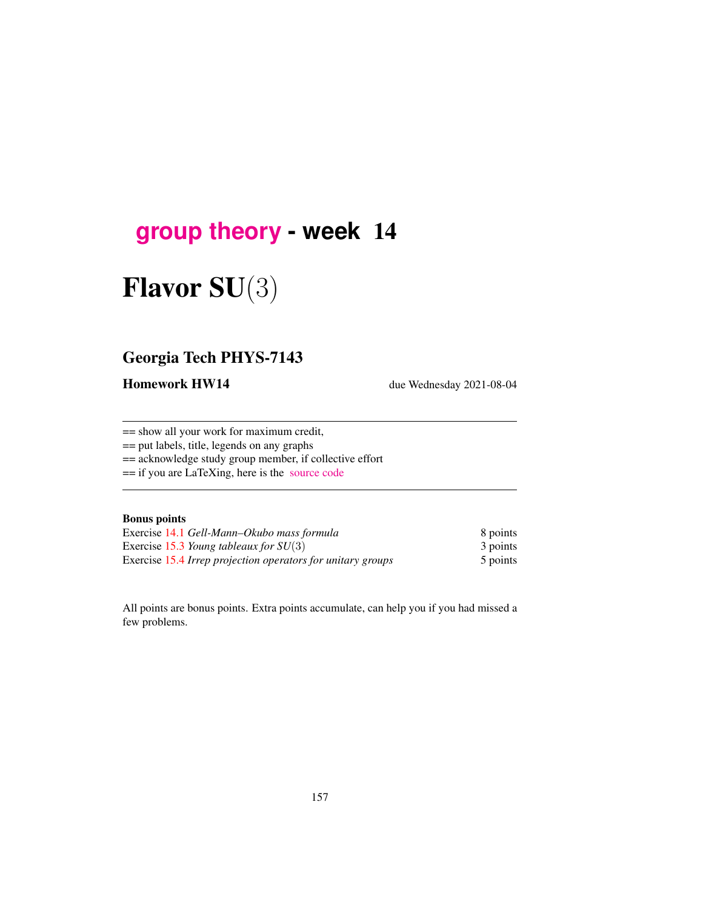# group theory - week 14

# Flavor SU$(3)$

## Georgia Tech PHYS-7143

**Homework HW14** due Wednesday 2021-08-04

---

== show all your work for maximum credit,
== put labels, title, legends on any graphs
== acknowledge study group member, if collective effort
== if you are LaTeXing, here is the source code

---

**Bonus points**

| | |
|---|---|
| Exercise 14.1 *Gell-Mann–Okubo mass formula* | 8 points |
| Exercise 15.3 *Young tableaux for SU*$(3)$ | 3 points |
| Exercise 15.4 *Irrep projection operators for unitary groups* | 5 points |

All points are bonus points. Extra points accumulate, can help you if you had missed a few problems.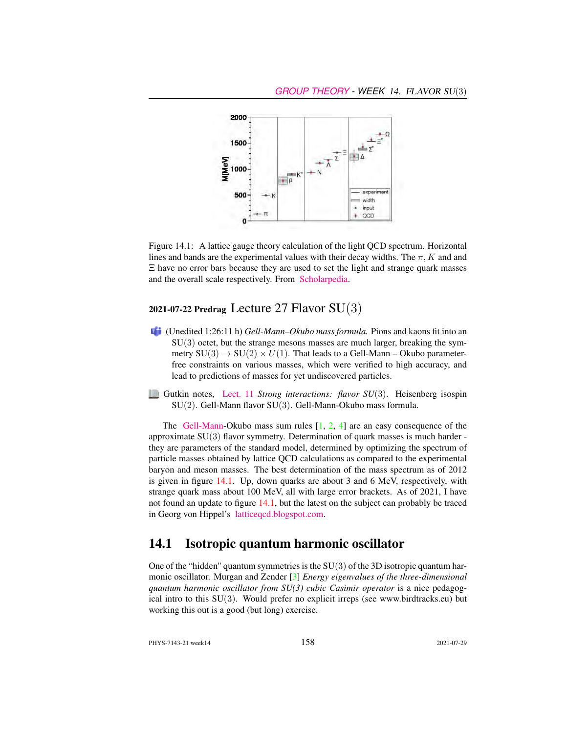Figure 14.1: A lattice gauge theory calculation of the light QCD spectrum. Horizontal lines and bands are the experimental values with their decay widths. The $\pi$, $K$ and and $\Xi$ have no error bars because they are used to set the light and strange quark masses and the overall scale respectively. From Scholarpedia.

## 2021-07-22 Predrag Lecture 27 Flavor SU(3)

- (Unedited 1:26:11 h) *Gell-Mann–Okubo mass formula.* Pions and kaons fit into an SU(3) octet, but the strange mesons masses are much larger, breaking the symmetry $\mathrm{SU}(3) \to \mathrm{SU}(2) \times U(1)$. That leads to a Gell-Mann – Okubo parameter-free constraints on various masses, which were verified to high accuracy, and lead to predictions of masses for yet undiscovered particles.

- Gutkin notes, Lect. 11 *Strong interactions: flavor SU(3).* Heisenberg isospin SU(2). Gell-Mann flavor SU(3). Gell-Mann-Okubo mass formula.

The Gell-Mann-Okubo mass sum rules [1, 2, 4] are an easy consequence of the approximate SU(3) flavor symmetry. Determination of quark masses is much harder - they are parameters of the standard model, determined by optimizing the spectrum of particle masses obtained by lattice QCD calculations as compared to the experimental baryon and meson masses. The best determination of the mass spectrum as of 2012 is given in figure 14.1. Up, down quarks are about 3 and 6 MeV, respectively, with strange quark mass about 100 MeV, all with large error brackets. As of 2021, I have not found an update to figure 14.1, but the latest on the subject can probably be traced in Georg von Hippel's latticeqcd.blogspot.com.

## 14.1 Isotropic quantum harmonic oscillator

One of the "hidden" quantum symmetries is the SU(3) of the 3D isotropic quantum harmonic oscillator. Murgan and Zender [3] *Energy eigenvalues of the three-dimensional quantum harmonic oscillator from SU(3) cubic Casimir operator* is a nice pedagogical intro to this SU(3). Would prefer no explicit irreps (see www.birdtracks.eu) but working this out is a good (but long) exercise.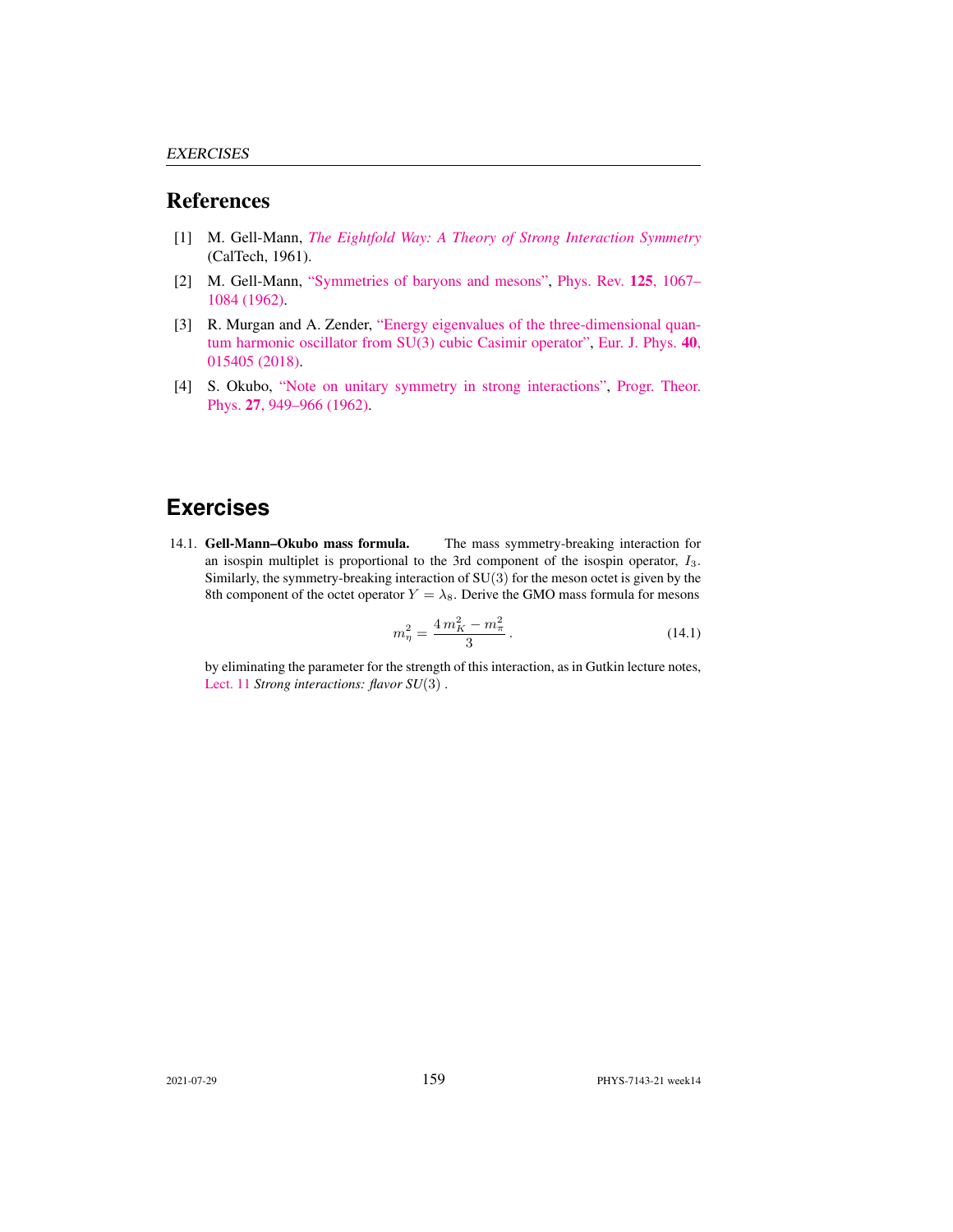## References

[1] M. Gell-Mann, *The Eightfold Way: A Theory of Strong Interaction Symmetry* (CalTech, 1961).

[2] M. Gell-Mann, "Symmetries of baryons and mesons", Phys. Rev. **125**, 1067–1084 (1962).

[3] R. Murgan and A. Zender, "Energy eigenvalues of the three-dimensional quantum harmonic oscillator from SU(3) cubic Casimir operator", Eur. J. Phys. **40**, 015405 (2018).

[4] S. Okubo, "Note on unitary symmetry in strong interactions", Progr. Theor. Phys. **27**, 949–966 (1962).

## Exercises

14.1. **Gell-Mann–Okubo mass formula.** The mass symmetry-breaking interaction for an isospin multiplet is proportional to the 3rd component of the isospin operator, $I_3$. Similarly, the symmetry-breaking interaction of $\mathrm{SU}(3)$ for the meson octet is given by the 8th component of the octet operator $Y = \lambda_8$. Derive the GMO mass formula for mesons

$$m_\eta^2 = \frac{4\, m_K^2 - m_\pi^2}{3}\,. \tag{14.1}$$

by eliminating the parameter for the strength of this interaction, as in Gutkin lecture notes, Lect. 11 *Strong interactions: flavor SU*$(3)$ .